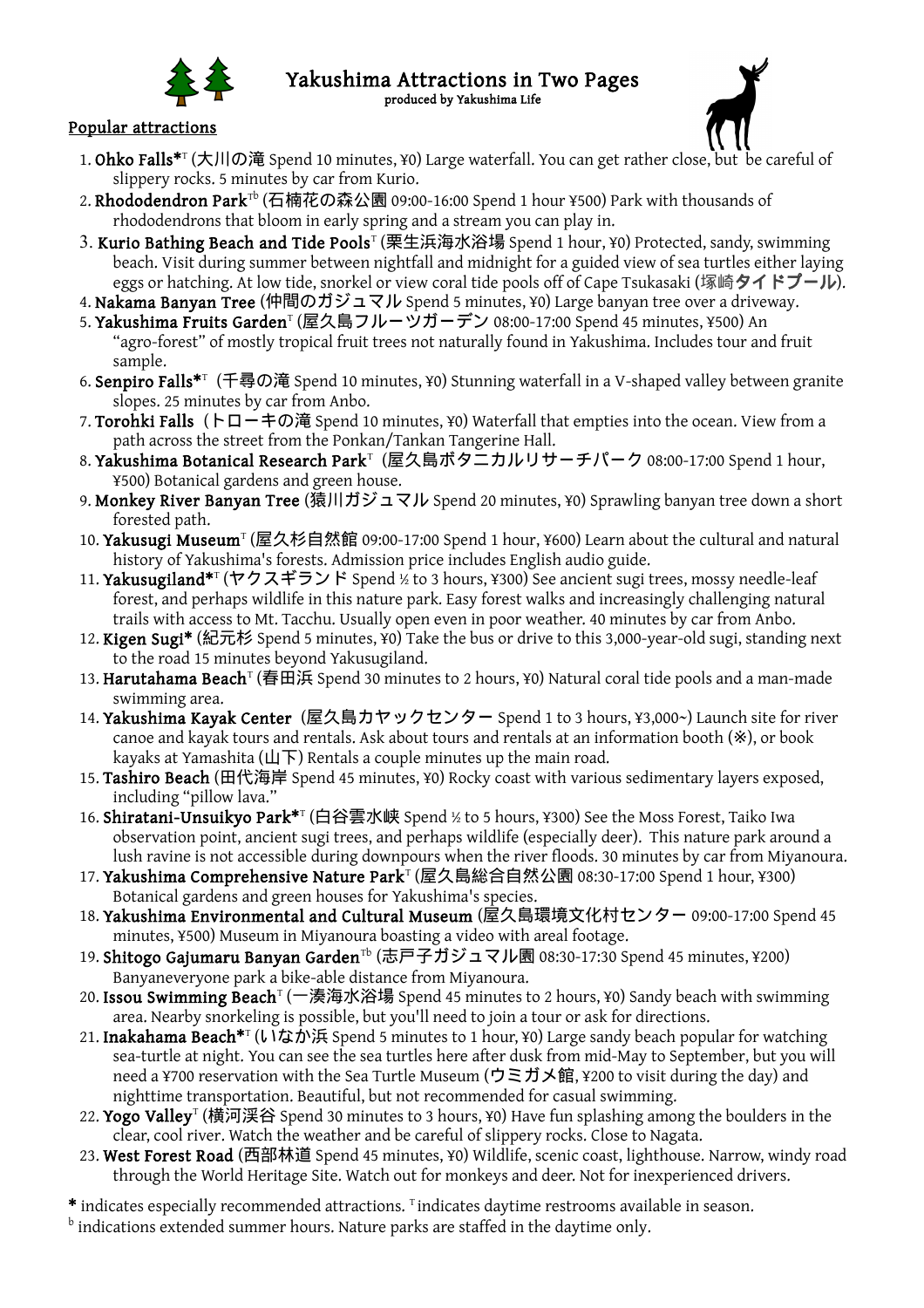# Yakushima Attractions in Two Pages

produced by Yakushima Life

## Popular attractions

1. **Ohko Falls***[T] (大川の滝 Spend 10 minutes, ¥0) Large waterfall. You can get rather close, but be careful of slippery rocks. 5 minutes by car from Kurio.
2. **Rhododendron Park**[Tb] (石楠花の森公園 09:00-16:00 Spend 1 hour ¥500) Park with thousands of rhododendrons that bloom in early spring and a stream you can play in.
3. **Kurio Bathing Beach and Tide Pools**[T] (栗生浜海水浴場 Spend 1 hour, ¥0) Protected, sandy, swimming beach. Visit during summer between nightfall and midnight for a guided view of sea turtles either laying eggs or hatching. At low tide, snorkel or view coral tide pools off of Cape Tsukasaki (塚崎タイドプール).
4. **Nakama Banyan Tree** (仲間のガジュマル Spend 5 minutes, ¥0) Large banyan tree over a driveway.
5. **Yakushima Fruits Garden**[T] (屋久島フルーツガーデン 08:00-17:00 Spend 45 minutes, ¥500) An "agro-forest" of mostly tropical fruit trees not naturally found in Yakushima. Includes tour and fruit sample.
6. **Senpiro Falls***[T] (千尋の滝 Spend 10 minutes, ¥0) Stunning waterfall in a V-shaped valley between granite slopes. 25 minutes by car from Anbo.
7. **Torohki Falls** (トローキの滝 Spend 10 minutes, ¥0) Waterfall that empties into the ocean. View from a path across the street from the Ponkan/Tankan Tangerine Hall.
8. **Yakushima Botanical Research Park**[T] (屋久島ボタニカルリサーチパーク 08:00-17:00 Spend 1 hour, ¥500) Botanical gardens and green house.
9. **Monkey River Banyan Tree** (猿川ガジュマル Spend 20 minutes, ¥0) Sprawling banyan tree down a short forested path.
10. **Yakusugi Museum**[T] (屋久杉自然館 09:00-17:00 Spend 1 hour, ¥600) Learn about the cultural and natural history of Yakushima's forests. Admission price includes English audio guide.
11. **Yakusugiland***[T] (ヤクスギランド Spend ½ to 3 hours, ¥300) See ancient sugi trees, mossy needle-leaf forest, and perhaps wildlife in this nature park. Easy forest walks and increasingly challenging natural trails with access to Mt. Tacchu. Usually open even in poor weather. 40 minutes by car from Anbo.
12. **Kigen Sugi*** (紀元杉 Spend 5 minutes, ¥0) Take the bus or drive to this 3,000-year-old sugi, standing next to the road 15 minutes beyond Yakusugiland.
13. **Harutahama Beach**[T] (春田浜 Spend 30 minutes to 2 hours, ¥0) Natural coral tide pools and a man-made swimming area.
14. **Yakushima Kayak Center** (屋久島カヤックセンター Spend 1 to 3 hours, ¥3,000~) Launch site for river canoe and kayak tours and rentals. Ask about tours and rentals at an information booth (※), or book kayaks at Yamashita (山下) Rentals a couple minutes up the main road.
15. **Tashiro Beach** (田代海岸 Spend 45 minutes, ¥0) Rocky coast with various sedimentary layers exposed, including "pillow lava."
16. **Shiratani-Unsuikyo Park***[T] (白谷雲水峡 Spend ½ to 5 hours, ¥300) See the Moss Forest, Taiko Iwa observation point, ancient sugi trees, and perhaps wildlife (especially deer). This nature park around a lush ravine is not accessible during downpours when the river floods. 30 minutes by car from Miyanoura.
17. **Yakushima Comprehensive Nature Park**[T] (屋久島総合自然公園 08:30-17:00 Spend 1 hour, ¥300) Botanical gardens and green houses for Yakushima's species.
18. **Yakushima Environmental and Cultural Museum** (屋久島環境文化村センター 09:00-17:00 Spend 45 minutes, ¥500) Museum in Miyanoura boasting a video with areal footage.
19. **Shitogo Gajumaru Banyan Garden**[Tb] (志戸子ガジュマル園 08:30-17:30 Spend 45 minutes, ¥200) Banyaneveryone park a bike-able distance from Miyanoura.
20. **Issou Swimming Beach**[T] (一湊海水浴場 Spend 45 minutes to 2 hours, ¥0) Sandy beach with swimming area. Nearby snorkeling is possible, but you'll need to join a tour or ask for directions.
21. **Inakahama Beach***[T] (いなか浜 Spend 5 minutes to 1 hour, ¥0) Large sandy beach popular for watching sea-turtle at night. You can see the sea turtles here after dusk from mid-May to September, but you will need a ¥700 reservation with the Sea Turtle Museum (ウミガメ館, ¥200 to visit during the day) and nighttime transportation. Beautiful, but not recommended for casual swimming.
22. **Yogo Valley**[T] (横河渓谷 Spend 30 minutes to 3 hours, ¥0) Have fun splashing among the boulders in the clear, cool river. Watch the weather and be careful of slippery rocks. Close to Nagata.
23. **West Forest Road** (西部林道 Spend 45 minutes, ¥0) Wildlife, scenic coast, lighthouse. Narrow, windy road through the World Heritage Site. Watch out for monkeys and deer. Not for inexperienced drivers.

\* indicates especially recommended attractions. [T] indicates daytime restrooms available in season.
[b] indications extended summer hours. Nature parks are staffed in the daytime only.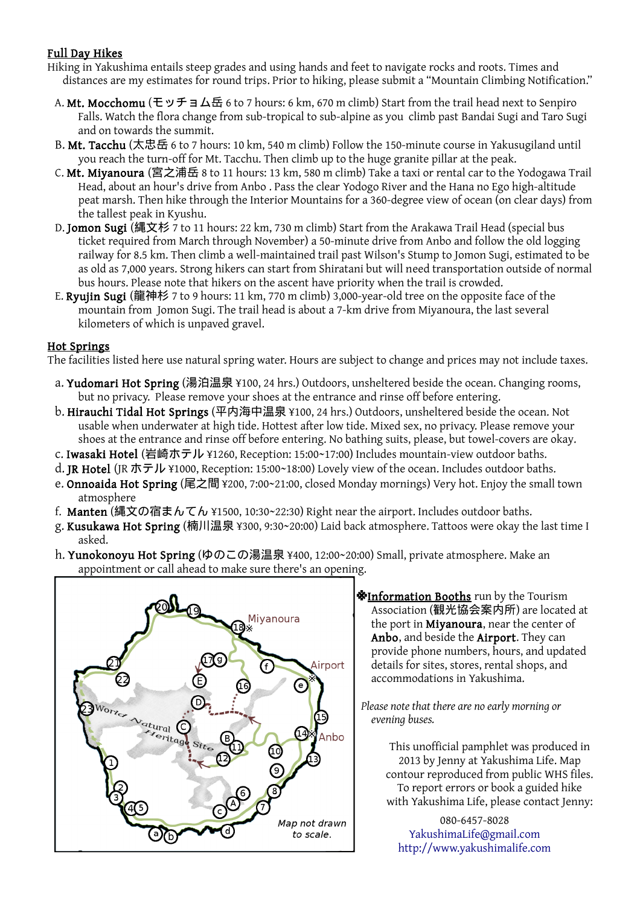## Full Day Hikes

Hiking in Yakushima entails steep grades and using hands and feet to navigate rocks and roots. Times and distances are my estimates for round trips. Prior to hiking, please submit a "Mountain Climbing Notification."

A. **Mt. Mocchomu** (モッチョム岳 6 to 7 hours: 6 km, 670 m climb) Start from the trail head next to Senpiro Falls. Watch the flora change from sub-tropical to sub-alpine as you climb past Bandai Sugi and Taro Sugi and on towards the summit.

B. **Mt. Tacchu** (太忠岳 6 to 7 hours: 10 km, 540 m climb) Follow the 150-minute course in Yakusugiland until you reach the turn-off for Mt. Tacchu. Then climb up to the huge granite pillar at the peak.

C. **Mt. Miyanoura** (宮之浦岳 8 to 11 hours: 13 km, 580 m climb) Take a taxi or rental car to the Yodogawa Trail Head, about an hour's drive from Anbo . Pass the clear Yodogo River and the Hana no Ego high-altitude peat marsh. Then hike through the Interior Mountains for a 360-degree view of ocean (on clear days) from the tallest peak in Kyushu.

D. **Jomon Sugi** (縄文杉 7 to 11 hours: 22 km, 730 m climb) Start from the Arakawa Trail Head (special bus ticket required from March through November) a 50-minute drive from Anbo and follow the old logging railway for 8.5 km. Then climb a well-maintained trail past Wilson's Stump to Jomon Sugi, estimated to be as old as 7,000 years. Strong hikers can start from Shiratani but will need transportation outside of normal bus hours. Please note that hikers on the ascent have priority when the trail is crowded.

E. **Ryujin Sugi** (龍神杉 7 to 9 hours: 11 km, 770 m climb) 3,000-year-old tree on the opposite face of the mountain from Jomon Sugi. The trail head is about a 7-km drive from Miyanoura, the last several kilometers of which is unpaved gravel.

## Hot Springs

The facilities listed here use natural spring water. Hours are subject to change and prices may not include taxes.

a. **Yudomari Hot Spring** (湯泊温泉 ¥100, 24 hrs.) Outdoors, unsheltered beside the ocean. Changing rooms, but no privacy. Please remove your shoes at the entrance and rinse off before entering.

b. **Hirauchi Tidal Hot Springs** (平内海中温泉 ¥100, 24 hrs.) Outdoors, unsheltered beside the ocean. Not usable when underwater at high tide. Hottest after low tide. Mixed sex, no privacy. Please remove your shoes at the entrance and rinse off before entering. No bathing suits, please, but towel-covers are okay.

c. **Iwasaki Hotel** (岩崎ホテル ¥1260, Reception: 15:00~17:00) Includes mountain-view outdoor baths.

d. **JR Hotel** (JR ホテル ¥1000, Reception: 15:00~18:00) Lovely view of the ocean. Includes outdoor baths.

e. **Onnoaida Hot Spring** (尾之間 ¥200, 7:00~21:00, closed Monday mornings) Very hot. Enjoy the small town atmosphere

f. **Manten** (縄文の宿まんてん ¥1500, 10:30~22:30) Right near the airport. Includes outdoor baths.

g. **Kusukawa Hot Spring** (楠川温泉 ¥300, 9:30~20:00) Laid back atmosphere. Tattoos were okay the last time I asked.

h. **Yunokonoyu Hot Spring** (ゆのこの湯温泉 ¥400, 12:00~20:00) Small, private atmosphere. Make an appointment or call ahead to make sure there's an opening.

Miyanoura
Airport
Anbo
World Natural Heritage Site
Map not drawn to scale.

❖**Information Booths** run by the Tourism Association (観光協会案内所) are located at the port in **Miyanoura**, near the center of **Anbo**, and beside the **Airport**. They can provide phone numbers, hours, and updated details for sites, stores, rental shops, and accommodations in Yakushima.

*Please note that there are no early morning or evening buses.*

This unofficial pamphlet was produced in 2013 by Jenny at Yakushima Life. Map contour reproduced from public WHS files. To report errors or book a guided hike with Yakushima Life, please contact Jenny:

080-6457-8028
YakushimaLife@gmail.com
http://www.yakushimalife.com